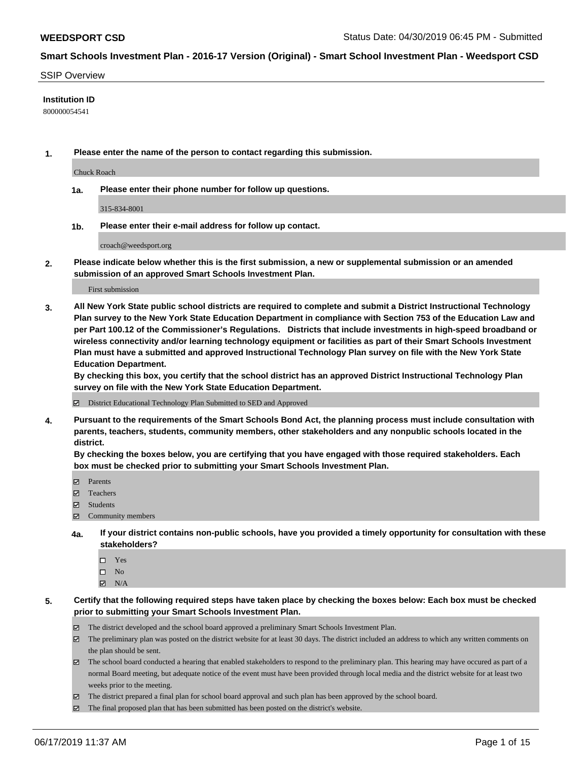## SSIP Overview

**Institution ID**

800000054541

**1. Please enter the name of the person to contact regarding this submission.**

Chuck Roach

**1a. Please enter their phone number for follow up questions.**

315-834-8001

**1b. Please enter their e-mail address for follow up contact.**

croach@weedsport.org

**2. Please indicate below whether this is the first submission, a new or supplemental submission or an amended submission of an approved Smart Schools Investment Plan.**

First submission

**3. All New York State public school districts are required to complete and submit a District Instructional Technology Plan survey to the New York State Education Department in compliance with Section 753 of the Education Law and per Part 100.12 of the Commissioner's Regulations. Districts that include investments in high-speed broadband or wireless connectivity and/or learning technology equipment or facilities as part of their Smart Schools Investment Plan must have a submitted and approved Instructional Technology Plan survey on file with the New York State Education Department.**
**By checking this box, you certify that the school district has an approved District Instructional Technology Plan survey on file with the New York State Education Department.**

☑ District Educational Technology Plan Submitted to SED and Approved

**4. Pursuant to the requirements of the Smart Schools Bond Act, the planning process must include consultation with parents, teachers, students, community members, other stakeholders and any nonpublic schools located in the district.**
**By checking the boxes below, you are certifying that you have engaged with those required stakeholders. Each box must be checked prior to submitting your Smart Schools Investment Plan.**

☑ Parents
☑ Teachers
☑ Students
☑ Community members

**4a. If your district contains non-public schools, have you provided a timely opportunity for consultation with these stakeholders?**

☐ Yes
☐ No
☑ N/A

**5. Certify that the following required steps have taken place by checking the boxes below: Each box must be checked prior to submitting your Smart Schools Investment Plan.**

☑ The district developed and the school board approved a preliminary Smart Schools Investment Plan.
☑ The preliminary plan was posted on the district website for at least 30 days. The district included an address to which any written comments on the plan should be sent.
☑ The school board conducted a hearing that enabled stakeholders to respond to the preliminary plan. This hearing may have occured as part of a normal Board meeting, but adequate notice of the event must have been provided through local media and the district website for at least two weeks prior to the meeting.
☑ The district prepared a final plan for school board approval and such plan has been approved by the school board.
☑ The final proposed plan that has been submitted has been posted on the district's website.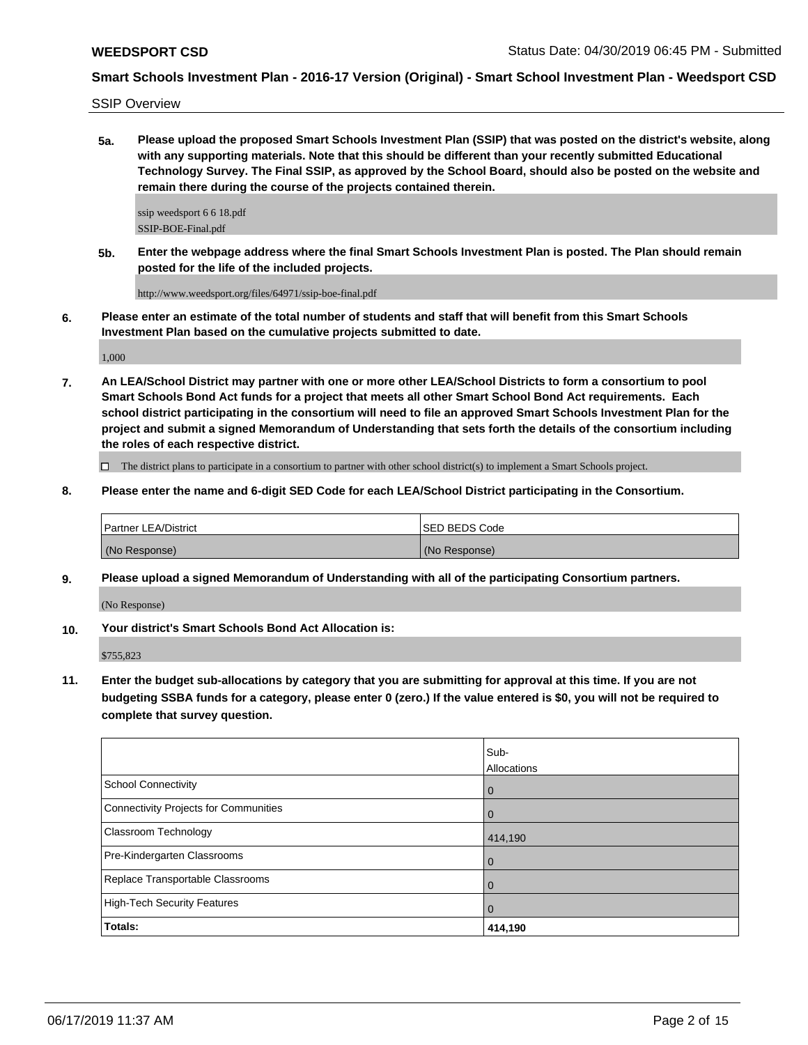SSIP Overview

**5a. Please upload the proposed Smart Schools Investment Plan (SSIP) that was posted on the district's website, along with any supporting materials. Note that this should be different than your recently submitted Educational Technology Survey. The Final SSIP, as approved by the School Board, should also be posted on the website and remain there during the course of the projects contained therein.**

ssip weedsport 6 6 18.pdf
SSIP-BOE-Final.pdf

**5b. Enter the webpage address where the final Smart Schools Investment Plan is posted. The Plan should remain posted for the life of the included projects.**

http://www.weedsport.org/files/64971/ssip-boe-final.pdf

**6. Please enter an estimate of the total number of students and staff that will benefit from this Smart Schools Investment Plan based on the cumulative projects submitted to date.**

1,000

**7. An LEA/School District may partner with one or more other LEA/School Districts to form a consortium to pool Smart Schools Bond Act funds for a project that meets all other Smart School Bond Act requirements. Each school district participating in the consortium will need to file an approved Smart Schools Investment Plan for the project and submit a signed Memorandum of Understanding that sets forth the details of the consortium including the roles of each respective district.**

☐ The district plans to participate in a consortium to partner with other school district(s) to implement a Smart Schools project.

**8. Please enter the name and 6-digit SED Code for each LEA/School District participating in the Consortium.**

| Partner LEA/District | SED BEDS Code |
|---|---|
| (No Response) | (No Response) |

**9. Please upload a signed Memorandum of Understanding with all of the participating Consortium partners.**

(No Response)

**10. Your district's Smart Schools Bond Act Allocation is:**

$755,823

**11. Enter the budget sub-allocations by category that you are submitting for approval at this time. If you are not budgeting SSBA funds for a category, please enter 0 (zero.) If the value entered is $0, you will not be required to complete that survey question.**

| | Sub-Allocations |
|---|---|
| School Connectivity | 0 |
| Connectivity Projects for Communities | 0 |
| Classroom Technology | 414,190 |
| Pre-Kindergarten Classrooms | 0 |
| Replace Transportable Classrooms | 0 |
| High-Tech Security Features | 0 |
| **Totals:** | **414,190** |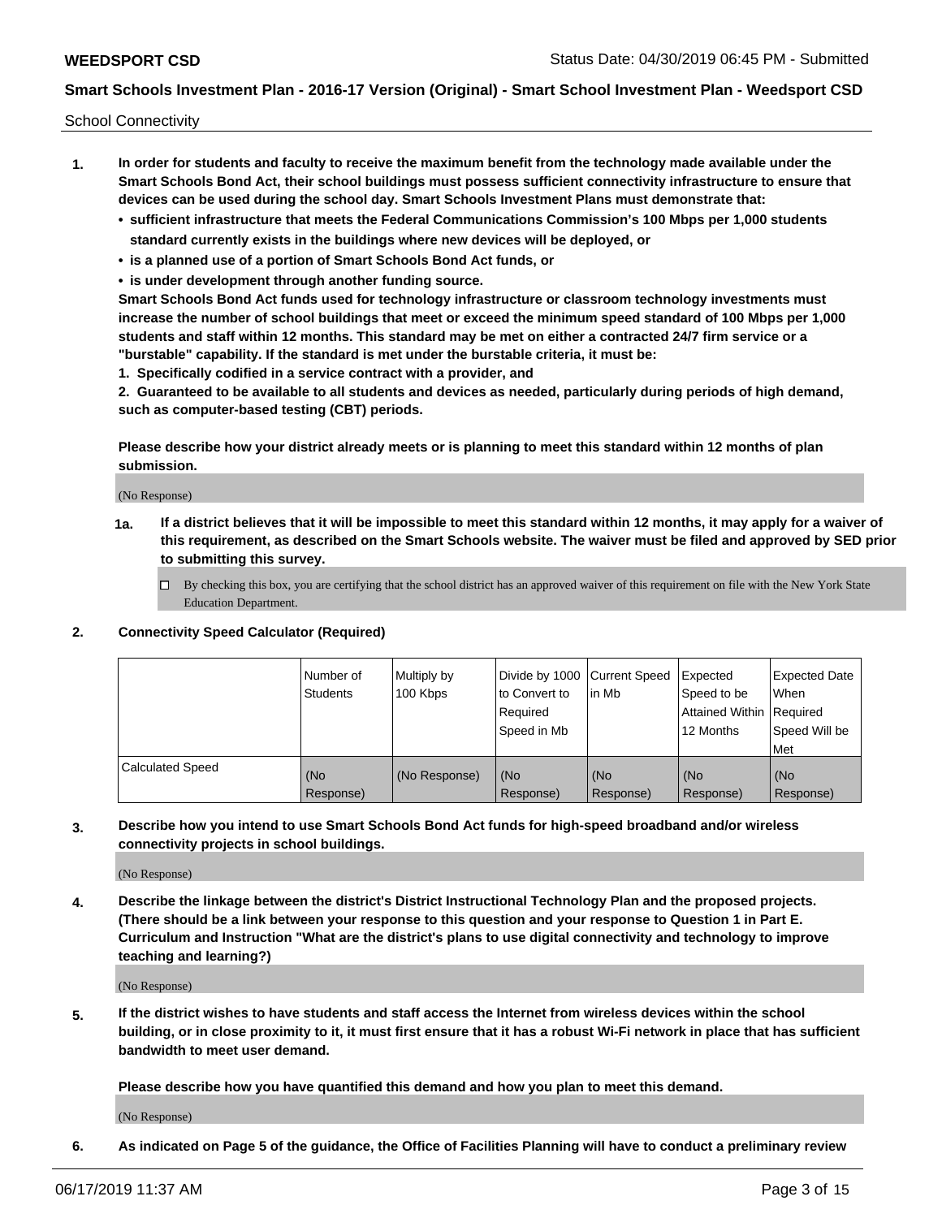School Connectivity

1. **In order for students and faculty to receive the maximum benefit from the technology made available under the Smart Schools Bond Act, their school buildings must possess sufficient connectivity infrastructure to ensure that devices can be used during the school day. Smart Schools Investment Plans must demonstrate that:**
   - **sufficient infrastructure that meets the Federal Communications Commission's 100 Mbps per 1,000 students standard currently exists in the buildings where new devices will be deployed, or**
   - **is a planned use of a portion of Smart Schools Bond Act funds, or**
   - **is under development through another funding source.**

   **Smart Schools Bond Act funds used for technology infrastructure or classroom technology investments must increase the number of school buildings that meet or exceed the minimum speed standard of 100 Mbps per 1,000 students and staff within 12 months. This standard may be met on either a contracted 24/7 firm service or a "burstable" capability. If the standard is met under the burstable criteria, it must be:**

   **1. Specifically codified in a service contract with a provider, and**

   **2. Guaranteed to be available to all students and devices as needed, particularly during periods of high demand, such as computer-based testing (CBT) periods.**

   **Please describe how your district already meets or is planning to meet this standard within 12 months of plan submission.**

   (No Response)

   **1a. If a district believes that it will be impossible to meet this standard within 12 months, it may apply for a waiver of this requirement, as described on the Smart Schools website. The waiver must be filed and approved by SED prior to submitting this survey.**

   ☐ By checking this box, you are certifying that the school district has an approved waiver of this requirement on file with the New York State Education Department.

2. **Connectivity Speed Calculator (Required)**

| | Number of Students | Multiply by 100 Kbps | Divide by 1000 to Convert to Required Speed in Mb | Current Speed in Mb | Expected Speed to be Attained Within 12 Months | Expected Date When Required Speed Will be Met |
|---|---|---|---|---|---|---|
| Calculated Speed | (No Response) | (No Response) | (No Response) | (No Response) | (No Response) | (No Response) |

3. **Describe how you intend to use Smart Schools Bond Act funds for high-speed broadband and/or wireless connectivity projects in school buildings.**

   (No Response)

4. **Describe the linkage between the district's District Instructional Technology Plan and the proposed projects. (There should be a link between your response to this question and your response to Question 1 in Part E. Curriculum and Instruction "What are the district's plans to use digital connectivity and technology to improve teaching and learning?)**

   (No Response)

5. **If the district wishes to have students and staff access the Internet from wireless devices within the school building, or in close proximity to it, it must first ensure that it has a robust Wi-Fi network in place that has sufficient bandwidth to meet user demand.**

   **Please describe how you have quantified this demand and how you plan to meet this demand.**

   (No Response)

6. **As indicated on Page 5 of the guidance, the Office of Facilities Planning will have to conduct a preliminary review**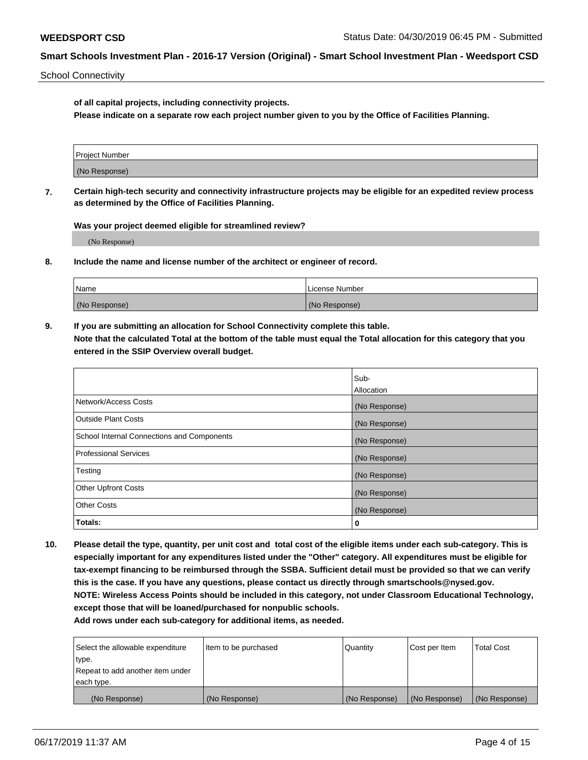School Connectivity

**of all capital projects, including connectivity projects.**
**Please indicate on a separate row each project number given to you by the Office of Facilities Planning.**

| Project Number |
|---|
| (No Response) |

**7. Certain high-tech security and connectivity infrastructure projects may be eligible for an expedited review process as determined by the Office of Facilities Planning.**

**Was your project deemed eligible for streamlined review?**

(No Response)

**8. Include the name and license number of the architect or engineer of record.**

| Name | License Number |
|---|---|
| (No Response) | (No Response) |

**9. If you are submitting an allocation for School Connectivity complete this table.**
**Note that the calculated Total at the bottom of the table must equal the Total allocation for this category that you entered in the SSIP Overview overall budget.**

| | Sub-Allocation |
|---|---|
| Network/Access Costs | (No Response) |
| Outside Plant Costs | (No Response) |
| School Internal Connections and Components | (No Response) |
| Professional Services | (No Response) |
| Testing | (No Response) |
| Other Upfront Costs | (No Response) |
| Other Costs | (No Response) |
| **Totals:** | 0 |

**10. Please detail the type, quantity, per unit cost and total cost of the eligible items under each sub-category. This is especially important for any expenditures listed under the "Other" category. All expenditures must be eligible for tax-exempt financing to be reimbursed through the SSBA. Sufficient detail must be provided so that we can verify this is the case. If you have any questions, please contact us directly through smartschools@nysed.gov.**
**NOTE: Wireless Access Points should be included in this category, not under Classroom Educational Technology, except those that will be loaned/purchased for nonpublic schools.**
**Add rows under each sub-category for additional items, as needed.**

| Select the allowable expenditure type. Repeat to add another item under each type. | Item to be purchased | Quantity | Cost per Item | Total Cost |
|---|---|---|---|---|
| (No Response) | (No Response) | (No Response) | (No Response) | (No Response) |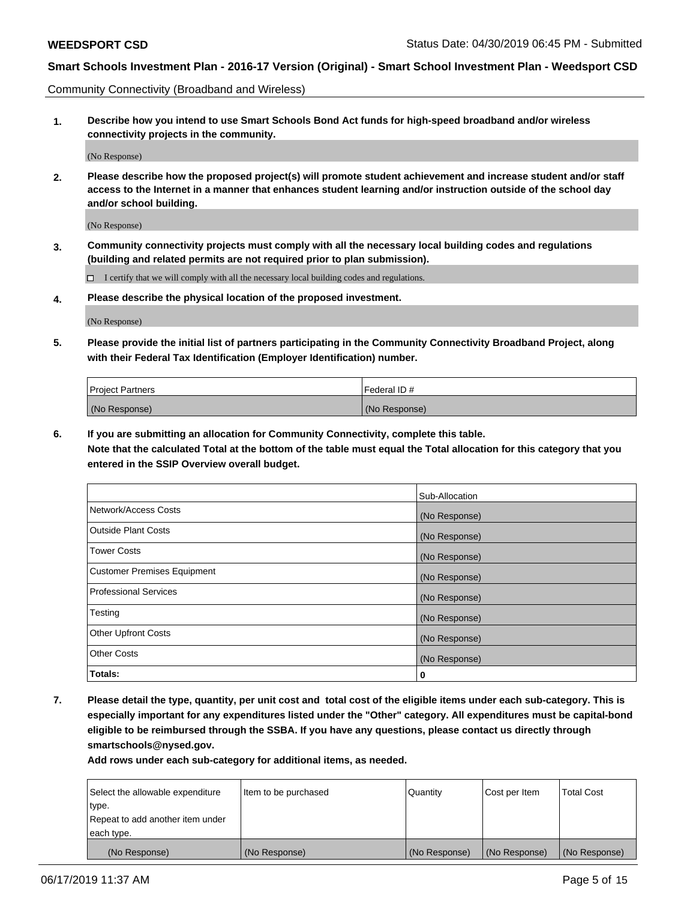Community Connectivity (Broadband and Wireless)

**1. Describe how you intend to use Smart Schools Bond Act funds for high-speed broadband and/or wireless connectivity projects in the community.**

(No Response)

**2. Please describe how the proposed project(s) will promote student achievement and increase student and/or staff access to the Internet in a manner that enhances student learning and/or instruction outside of the school day and/or school building.**

(No Response)

**3. Community connectivity projects must comply with all the necessary local building codes and regulations (building and related permits are not required prior to plan submission).**

☐ I certify that we will comply with all the necessary local building codes and regulations.

**4. Please describe the physical location of the proposed investment.**

(No Response)

**5. Please provide the initial list of partners participating in the Community Connectivity Broadband Project, along with their Federal Tax Identification (Employer Identification) number.**

| Project Partners | Federal ID # |
|---|---|
| (No Response) | (No Response) |

**6. If you are submitting an allocation for Community Connectivity, complete this table. Note that the calculated Total at the bottom of the table must equal the Total allocation for this category that you entered in the SSIP Overview overall budget.**

| | Sub-Allocation |
|---|---|
| Network/Access Costs | (No Response) |
| Outside Plant Costs | (No Response) |
| Tower Costs | (No Response) |
| Customer Premises Equipment | (No Response) |
| Professional Services | (No Response) |
| Testing | (No Response) |
| Other Upfront Costs | (No Response) |
| Other Costs | (No Response) |
| **Totals:** | **0** |

**7. Please detail the type, quantity, per unit cost and total cost of the eligible items under each sub-category. This is especially important for any expenditures listed under the "Other" category. All expenditures must be capital-bond eligible to be reimbursed through the SSBA. If you have any questions, please contact us directly through smartschools@nysed.gov.**

**Add rows under each sub-category for additional items, as needed.**

| Select the allowable expenditure type. Repeat to add another item under each type. | Item to be purchased | Quantity | Cost per Item | Total Cost |
|---|---|---|---|---|
| (No Response) | (No Response) | (No Response) | (No Response) | (No Response) |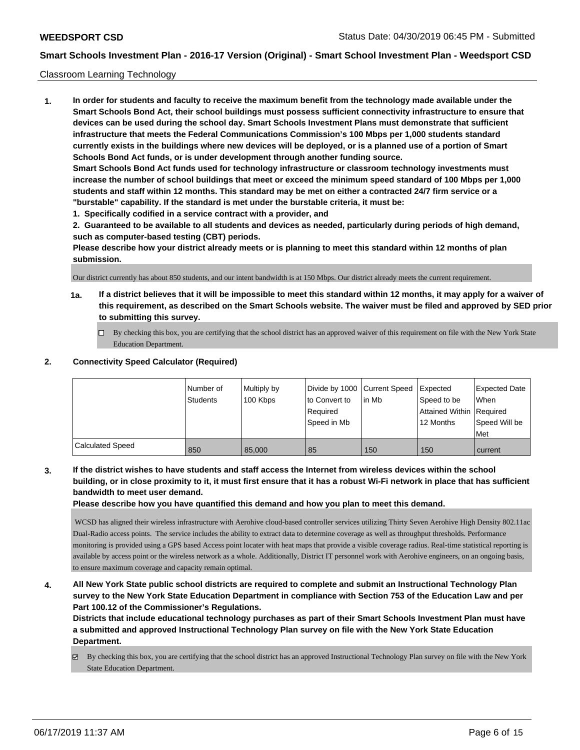Classroom Learning Technology

**1. In order for students and faculty to receive the maximum benefit from the technology made available under the Smart Schools Bond Act, their school buildings must possess sufficient connectivity infrastructure to ensure that devices can be used during the school day. Smart Schools Investment Plans must demonstrate that sufficient infrastructure that meets the Federal Communications Commission's 100 Mbps per 1,000 students standard currently exists in the buildings where new devices will be deployed, or is a planned use of a portion of Smart Schools Bond Act funds, or is under development through another funding source.**

**Smart Schools Bond Act funds used for technology infrastructure or classroom technology investments must increase the number of school buildings that meet or exceed the minimum speed standard of 100 Mbps per 1,000 students and staff within 12 months. This standard may be met on either a contracted 24/7 firm service or a "burstable" capability. If the standard is met under the burstable criteria, it must be:**

**1. Specifically codified in a service contract with a provider, and**

**2. Guaranteed to be available to all students and devices as needed, particularly during periods of high demand, such as computer-based testing (CBT) periods.**

**Please describe how your district already meets or is planning to meet this standard within 12 months of plan submission.**

Our district currently has about 850 students, and our intent bandwidth is at 150 Mbps. Our district already meets the current requirement.

**1a. If a district believes that it will be impossible to meet this standard within 12 months, it may apply for a waiver of this requirement, as described on the Smart Schools website. The waiver must be filed and approved by SED prior to submitting this survey.**

☐ By checking this box, you are certifying that the school district has an approved waiver of this requirement on file with the New York State Education Department.

**2. Connectivity Speed Calculator (Required)**

| | Number of Students | Multiply by 100 Kbps | Divide by 1000 to Convert to Required Speed in Mb | Current Speed in Mb | Expected Speed to be Attained Within 12 Months | Expected Date When Required Speed Will be Met |
|---|---|---|---|---|---|---|
| Calculated Speed | 850 | 85,000 | 85 | 150 | 150 | current |

**3. If the district wishes to have students and staff access the Internet from wireless devices within the school building, or in close proximity to it, it must first ensure that it has a robust Wi-Fi network in place that has sufficient bandwidth to meet user demand.**

**Please describe how you have quantified this demand and how you plan to meet this demand.**

WCSD has aligned their wireless infrastructure with Aerohive cloud-based controller services utilizing Thirty Seven Aerohive High Density 802.11ac Dual-Radio access points. The service includes the ability to extract data to determine coverage as well as throughput thresholds. Performance monitoring is provided using a GPS based Access point locater with heat maps that provide a visible coverage radius. Real-time statistical reporting is available by access point or the wireless network as a whole. Additionally, District IT personnel work with Aerohive engineers, on an ongoing basis, to ensure maximum coverage and capacity remain optimal.

**4. All New York State public school districts are required to complete and submit an Instructional Technology Plan survey to the New York State Education Department in compliance with Section 753 of the Education Law and per Part 100.12 of the Commissioner's Regulations.**

**Districts that include educational technology purchases as part of their Smart Schools Investment Plan must have a submitted and approved Instructional Technology Plan survey on file with the New York State Education Department.**

☑ By checking this box, you are certifying that the school district has an approved Instructional Technology Plan survey on file with the New York State Education Department.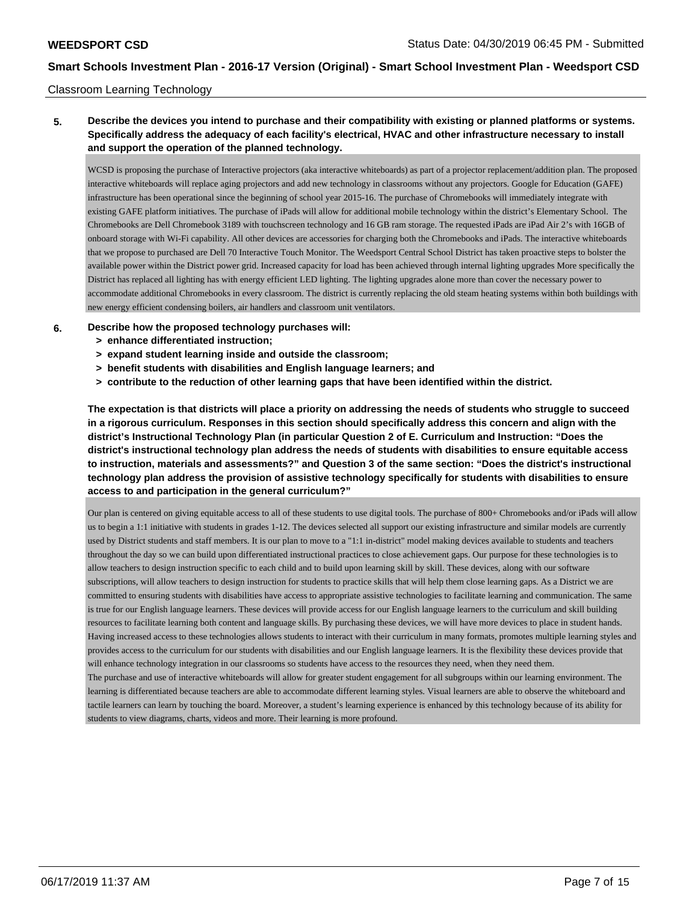Classroom Learning Technology

**5. Describe the devices you intend to purchase and their compatibility with existing or planned platforms or systems. Specifically address the adequacy of each facility's electrical, HVAC and other infrastructure necessary to install and support the operation of the planned technology.**

WCSD is proposing the purchase of Interactive projectors (aka interactive whiteboards) as part of a projector replacement/addition plan. The proposed interactive whiteboards will replace aging projectors and add new technology in classrooms without any projectors. Google for Education (GAFE) infrastructure has been operational since the beginning of school year 2015-16. The purchase of Chromebooks will immediately integrate with existing GAFE platform initiatives. The purchase of iPads will allow for additional mobile technology within the district's Elementary School. The Chromebooks are Dell Chromebook 3189 with touchscreen technology and 16 GB ram storage. The requested iPads are iPad Air 2's with 16GB of onboard storage with Wi-Fi capability. All other devices are accessories for charging both the Chromebooks and iPads. The interactive whiteboards that we propose to purchased are Dell 70 Interactive Touch Monitor. The Weedsport Central School District has taken proactive steps to bolster the available power within the District power grid. Increased capacity for load has been achieved through internal lighting upgrades More specifically the District has replaced all lighting has with energy efficient LED lighting. The lighting upgrades alone more than cover the necessary power to accommodate additional Chromebooks in every classroom. The district is currently replacing the old steam heating systems within both buildings with new energy efficient condensing boilers, air handlers and classroom unit ventilators.

**6. Describe how the proposed technology purchases will:**
- **> enhance differentiated instruction;**
- **> expand student learning inside and outside the classroom;**
- **> benefit students with disabilities and English language learners; and**
- **> contribute to the reduction of other learning gaps that have been identified within the district.**

**The expectation is that districts will place a priority on addressing the needs of students who struggle to succeed in a rigorous curriculum. Responses in this section should specifically address this concern and align with the district's Instructional Technology Plan (in particular Question 2 of E. Curriculum and Instruction: "Does the district's instructional technology plan address the needs of students with disabilities to ensure equitable access to instruction, materials and assessments?" and Question 3 of the same section: "Does the district's instructional technology plan address the provision of assistive technology specifically for students with disabilities to ensure access to and participation in the general curriculum?"**

Our plan is centered on giving equitable access to all of these students to use digital tools. The purchase of 800+ Chromebooks and/or iPads will allow us to begin a 1:1 initiative with students in grades 1-12. The devices selected all support our existing infrastructure and similar models are currently used by District students and staff members. It is our plan to move to a "1:1 in-district" model making devices available to students and teachers throughout the day so we can build upon differentiated instructional practices to close achievement gaps. Our purpose for these technologies is to allow teachers to design instruction specific to each child and to build upon learning skill by skill. These devices, along with our software subscriptions, will allow teachers to design instruction for students to practice skills that will help them close learning gaps. As a District we are committed to ensuring students with disabilities have access to appropriate assistive technologies to facilitate learning and communication. The same is true for our English language learners. These devices will provide access for our English language learners to the curriculum and skill building resources to facilitate learning both content and language skills. By purchasing these devices, we will have more devices to place in student hands. Having increased access to these technologies allows students to interact with their curriculum in many formats, promotes multiple learning styles and provides access to the curriculum for our students with disabilities and our English language learners. It is the flexibility these devices provide that will enhance technology integration in our classrooms so students have access to the resources they need, when they need them.
The purchase and use of interactive whiteboards will allow for greater student engagement for all subgroups within our learning environment. The learning is differentiated because teachers are able to accommodate different learning styles. Visual learners are able to observe the whiteboard and tactile learners can learn by touching the board. Moreover, a student's learning experience is enhanced by this technology because of its ability for students to view diagrams, charts, videos and more. Their learning is more profound.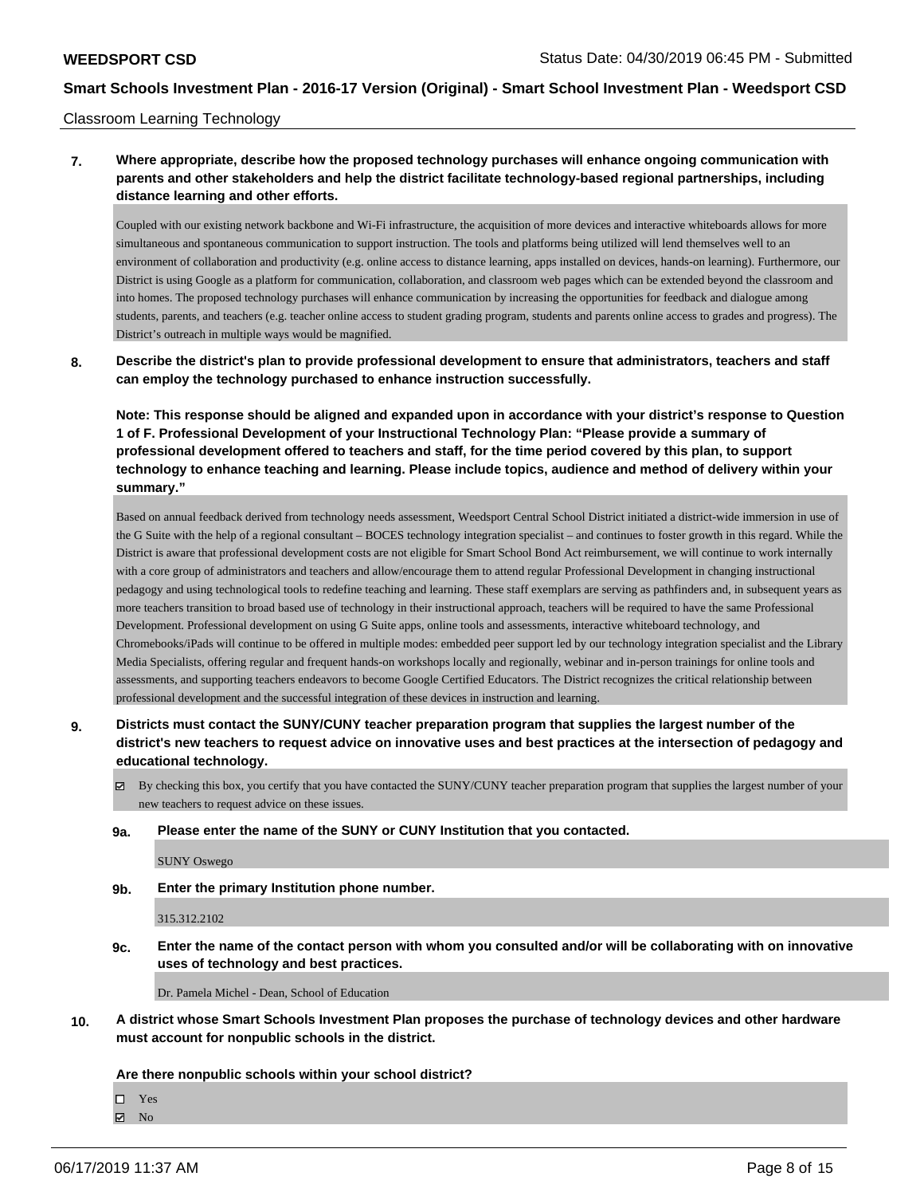Classroom Learning Technology

**7. Where appropriate, describe how the proposed technology purchases will enhance ongoing communication with parents and other stakeholders and help the district facilitate technology-based regional partnerships, including distance learning and other efforts.**

Coupled with our existing network backbone and Wi-Fi infrastructure, the acquisition of more devices and interactive whiteboards allows for more simultaneous and spontaneous communication to support instruction. The tools and platforms being utilized will lend themselves well to an environment of collaboration and productivity (e.g. online access to distance learning, apps installed on devices, hands-on learning). Furthermore, our District is using Google as a platform for communication, collaboration, and classroom web pages which can be extended beyond the classroom and into homes. The proposed technology purchases will enhance communication by increasing the opportunities for feedback and dialogue among students, parents, and teachers (e.g. teacher online access to student grading program, students and parents online access to grades and progress). The District's outreach in multiple ways would be magnified.

**8. Describe the district's plan to provide professional development to ensure that administrators, teachers and staff can employ the technology purchased to enhance instruction successfully.**

**Note: This response should be aligned and expanded upon in accordance with your district's response to Question 1 of F. Professional Development of your Instructional Technology Plan: "Please provide a summary of professional development offered to teachers and staff, for the time period covered by this plan, to support technology to enhance teaching and learning. Please include topics, audience and method of delivery within your summary."**

Based on annual feedback derived from technology needs assessment, Weedsport Central School District initiated a district-wide immersion in use of the G Suite with the help of a regional consultant – BOCES technology integration specialist – and continues to foster growth in this regard. While the District is aware that professional development costs are not eligible for Smart School Bond Act reimbursement, we will continue to work internally with a core group of administrators and teachers and allow/encourage them to attend regular Professional Development in changing instructional pedagogy and using technological tools to redefine teaching and learning. These staff exemplars are serving as pathfinders and, in subsequent years as more teachers transition to broad based use of technology in their instructional approach, teachers will be required to have the same Professional Development. Professional development on using G Suite apps, online tools and assessments, interactive whiteboard technology, and Chromebooks/iPads will continue to be offered in multiple modes: embedded peer support led by our technology integration specialist and the Library Media Specialists, offering regular and frequent hands-on workshops locally and regionally, webinar and in-person trainings for online tools and assessments, and supporting teachers endeavors to become Google Certified Educators. The District recognizes the critical relationship between professional development and the successful integration of these devices in instruction and learning.

**9. Districts must contact the SUNY/CUNY teacher preparation program that supplies the largest number of the district's new teachers to request advice on innovative uses and best practices at the intersection of pedagogy and educational technology.**

☑ By checking this box, you certify that you have contacted the SUNY/CUNY teacher preparation program that supplies the largest number of your new teachers to request advice on these issues.

**9a. Please enter the name of the SUNY or CUNY Institution that you contacted.**

SUNY Oswego

**9b. Enter the primary Institution phone number.**

315.312.2102

**9c. Enter the name of the contact person with whom you consulted and/or will be collaborating with on innovative uses of technology and best practices.**

Dr. Pamela Michel - Dean, School of Education

**10. A district whose Smart Schools Investment Plan proposes the purchase of technology devices and other hardware must account for nonpublic schools in the district.**

**Are there nonpublic schools within your school district?**

☐ Yes
☑ No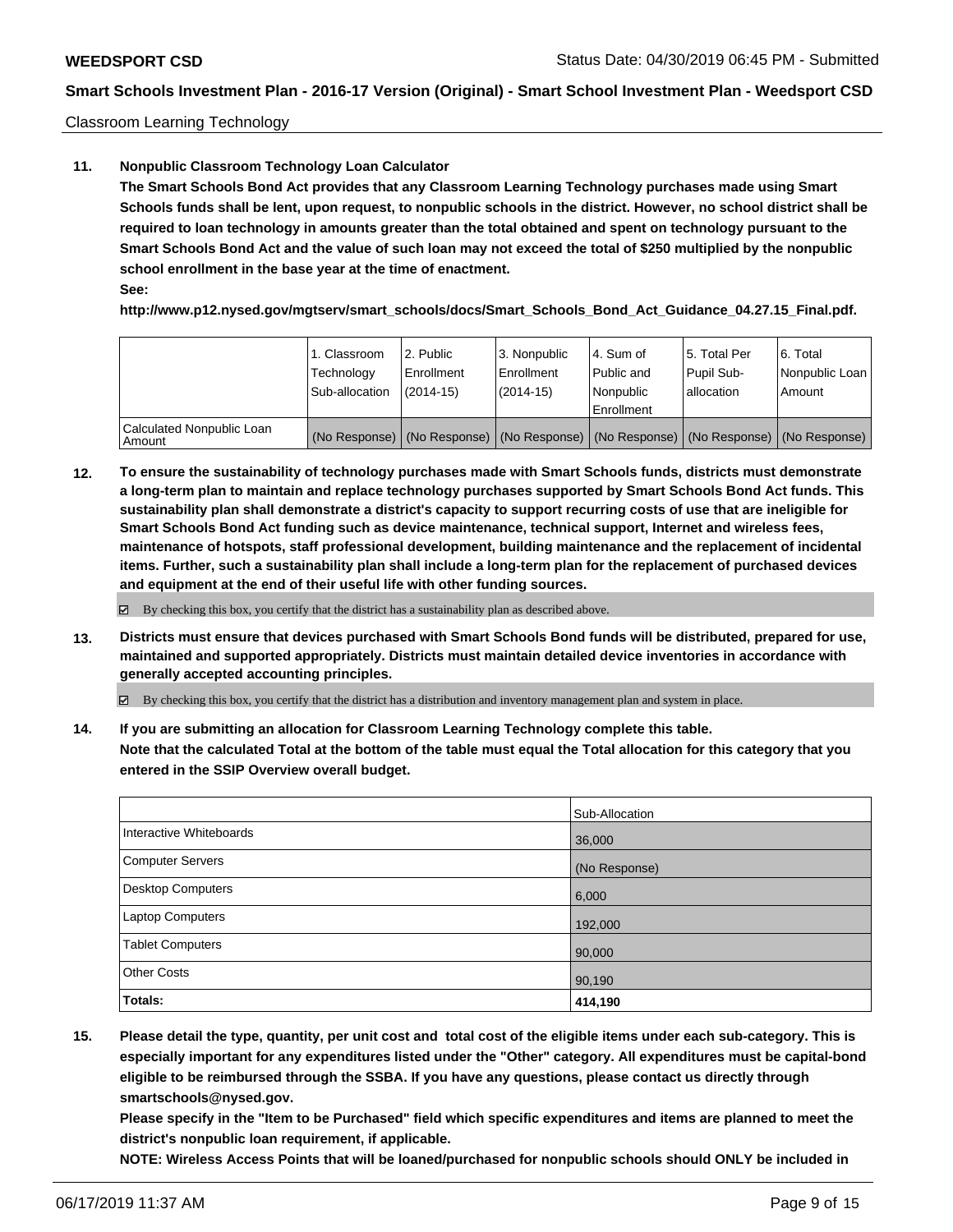Classroom Learning Technology

**11. Nonpublic Classroom Technology Loan Calculator**

**The Smart Schools Bond Act provides that any Classroom Learning Technology purchases made using Smart Schools funds shall be lent, upon request, to nonpublic schools in the district. However, no school district shall be required to loan technology in amounts greater than the total obtained and spent on technology pursuant to the Smart Schools Bond Act and the value of such loan may not exceed the total of $250 multiplied by the nonpublic school enrollment in the base year at the time of enactment.**

**See:**

**http://www.p12.nysed.gov/mgtserv/smart_schools/docs/Smart_Schools_Bond_Act_Guidance_04.27.15_Final.pdf.**

| | 1. Classroom Technology Sub-allocation | 2. Public Enrollment (2014-15) | 3. Nonpublic Enrollment (2014-15) | 4. Sum of Public and Nonpublic Enrollment | 5. Total Per Pupil Sub-allocation | 6. Total Nonpublic Loan Amount |
|---|---|---|---|---|---|---|
| Calculated Nonpublic Loan Amount | (No Response) | (No Response) | (No Response) | (No Response) | (No Response) | (No Response) |

**12. To ensure the sustainability of technology purchases made with Smart Schools funds, districts must demonstrate a long-term plan to maintain and replace technology purchases supported by Smart Schools Bond Act funds. This sustainability plan shall demonstrate a district's capacity to support recurring costs of use that are ineligible for Smart Schools Bond Act funding such as device maintenance, technical support, Internet and wireless fees, maintenance of hotspots, staff professional development, building maintenance and the replacement of incidental items. Further, such a sustainability plan shall include a long-term plan for the replacement of purchased devices and equipment at the end of their useful life with other funding sources.**

☑ By checking this box, you certify that the district has a sustainability plan as described above.

**13. Districts must ensure that devices purchased with Smart Schools Bond funds will be distributed, prepared for use, maintained and supported appropriately. Districts must maintain detailed device inventories in accordance with generally accepted accounting principles.**

☑ By checking this box, you certify that the district has a distribution and inventory management plan and system in place.

**14. If you are submitting an allocation for Classroom Learning Technology complete this table. Note that the calculated Total at the bottom of the table must equal the Total allocation for this category that you entered in the SSIP Overview overall budget.**

| | Sub-Allocation |
|---|---|
| Interactive Whiteboards | 36,000 |
| Computer Servers | (No Response) |
| Desktop Computers | 6,000 |
| Laptop Computers | 192,000 |
| Tablet Computers | 90,000 |
| Other Costs | 90,190 |
| **Totals:** | **414,190** |

**15. Please detail the type, quantity, per unit cost and total cost of the eligible items under each sub-category. This is especially important for any expenditures listed under the "Other" category. All expenditures must be capital-bond eligible to be reimbursed through the SSBA. If you have any questions, please contact us directly through smartschools@nysed.gov.**

**Please specify in the "Item to be Purchased" field which specific expenditures and items are planned to meet the district's nonpublic loan requirement, if applicable.**

**NOTE: Wireless Access Points that will be loaned/purchased for nonpublic schools should ONLY be included in**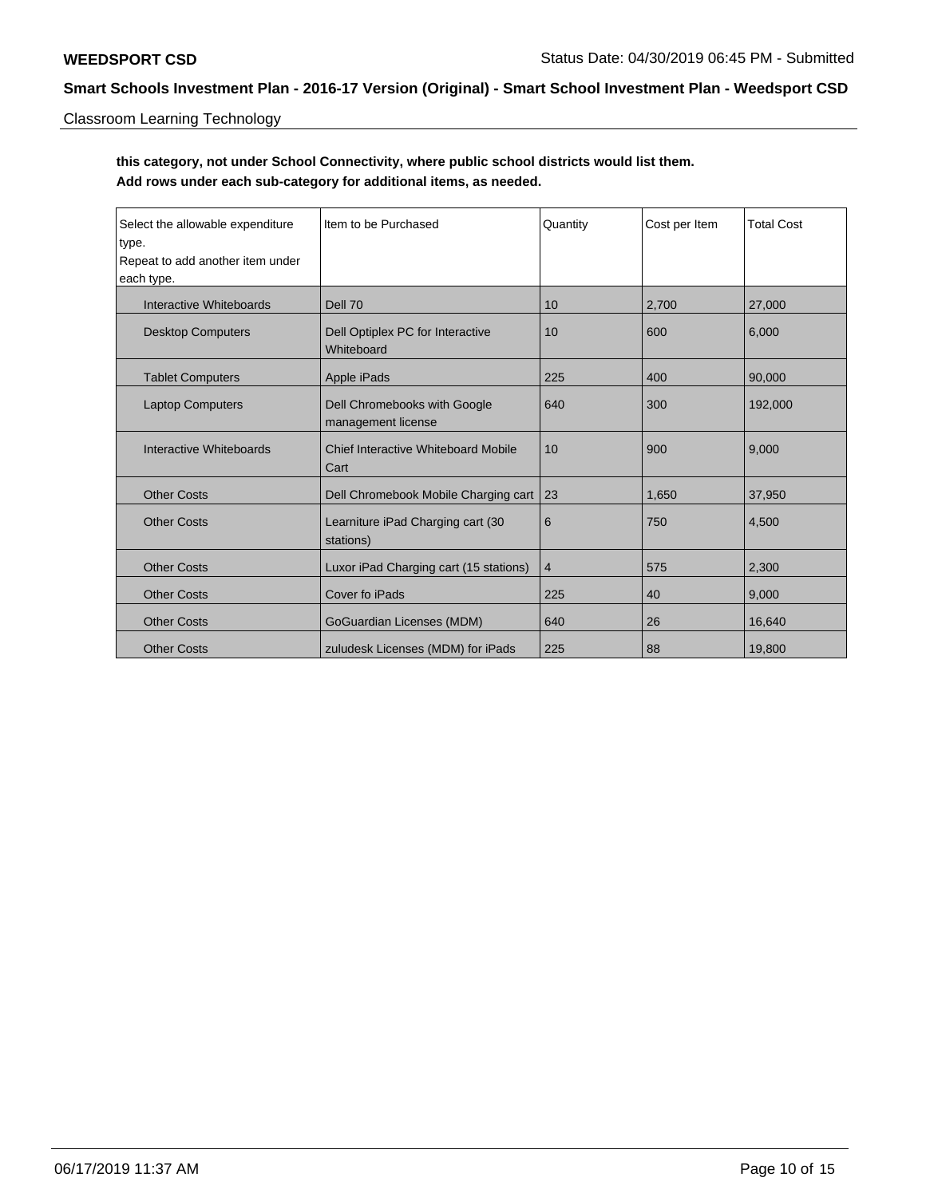**this category, not under School Connectivity, where public school districts would list them.**
**Add rows under each sub-category for additional items, as needed.**

| Select the allowable expenditure type. Repeat to add another item under each type. | Item to be Purchased | Quantity | Cost per Item | Total Cost |
|---|---|---|---|---|
| Interactive Whiteboards | Dell 70 | 10 | 2,700 | 27,000 |
| Desktop Computers | Dell Optiplex PC for Interactive Whiteboard | 10 | 600 | 6,000 |
| Tablet Computers | Apple iPads | 225 | 400 | 90,000 |
| Laptop Computers | Dell Chromebooks with Google management license | 640 | 300 | 192,000 |
| Interactive Whiteboards | Chief Interactive Whiteboard Mobile Cart | 10 | 900 | 9,000 |
| Other Costs | Dell Chromebook Mobile Charging cart | 23 | 1,650 | 37,950 |
| Other Costs | Learniture iPad Charging cart (30 stations) | 6 | 750 | 4,500 |
| Other Costs | Luxor iPad Charging cart (15 stations) | 4 | 575 | 2,300 |
| Other Costs | Cover fo iPads | 225 | 40 | 9,000 |
| Other Costs | GoGuardian Licenses (MDM) | 640 | 26 | 16,640 |
| Other Costs | zuludesk Licenses (MDM) for iPads | 225 | 88 | 19,800 |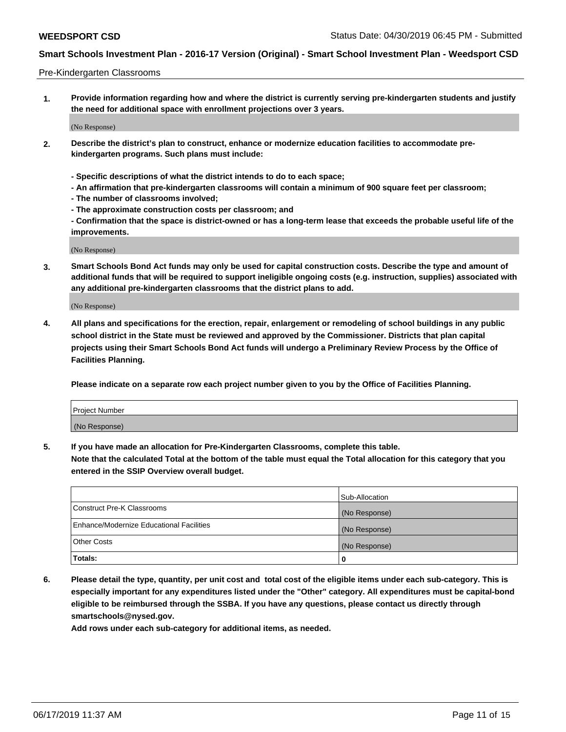Pre-Kindergarten Classrooms

**1. Provide information regarding how and where the district is currently serving pre-kindergarten students and justify the need for additional space with enrollment projections over 3 years.**

(No Response)

**2. Describe the district's plan to construct, enhance or modernize education facilities to accommodate pre-kindergarten programs. Such plans must include:**

**- Specific descriptions of what the district intends to do to each space;**
**- An affirmation that pre-kindergarten classrooms will contain a minimum of 900 square feet per classroom;**
**- The number of classrooms involved;**
**- The approximate construction costs per classroom; and**
**- Confirmation that the space is district-owned or has a long-term lease that exceeds the probable useful life of the improvements.**

(No Response)

**3. Smart Schools Bond Act funds may only be used for capital construction costs. Describe the type and amount of additional funds that will be required to support ineligible ongoing costs (e.g. instruction, supplies) associated with any additional pre-kindergarten classrooms that the district plans to add.**

(No Response)

**4. All plans and specifications for the erection, repair, enlargement or remodeling of school buildings in any public school district in the State must be reviewed and approved by the Commissioner. Districts that plan capital projects using their Smart Schools Bond Act funds will undergo a Preliminary Review Process by the Office of Facilities Planning.**

**Please indicate on a separate row each project number given to you by the Office of Facilities Planning.**

| Project Number |
|---|
| (No Response) |

**5. If you have made an allocation for Pre-Kindergarten Classrooms, complete this table.**
**Note that the calculated Total at the bottom of the table must equal the Total allocation for this category that you entered in the SSIP Overview overall budget.**

| | Sub-Allocation |
|---|---|
| Construct Pre-K Classrooms | (No Response) |
| Enhance/Modernize Educational Facilities | (No Response) |
| Other Costs | (No Response) |
| **Totals:** | **0** |

**6. Please detail the type, quantity, per unit cost and total cost of the eligible items under each sub-category. This is especially important for any expenditures listed under the "Other" category. All expenditures must be capital-bond eligible to be reimbursed through the SSBA. If you have any questions, please contact us directly through smartschools@nysed.gov.**
**Add rows under each sub-category for additional items, as needed.**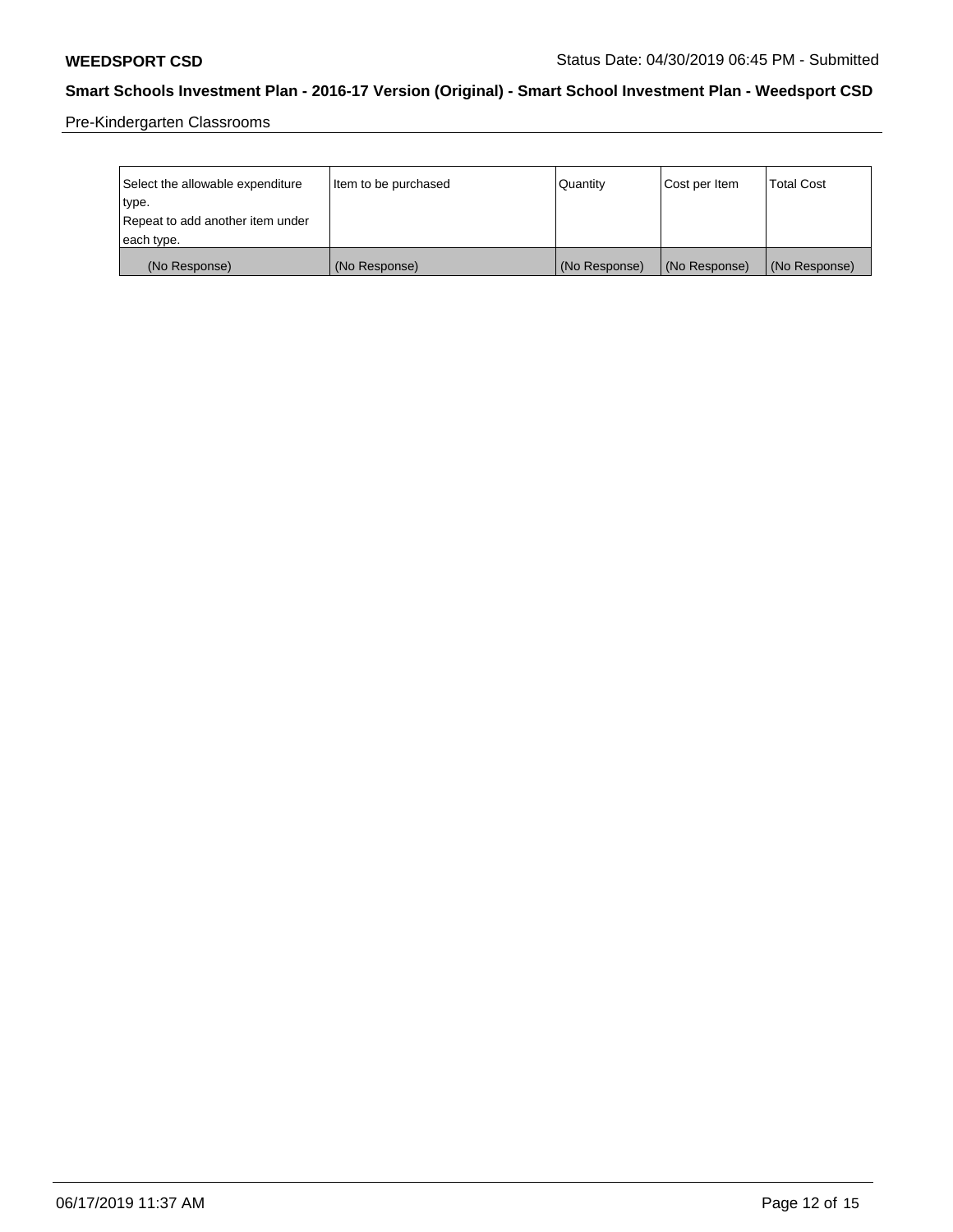Pre-Kindergarten Classrooms

| Select the allowable expenditure type. Repeat to add another item under each type. | Item to be purchased | Quantity | Cost per Item | Total Cost |
|---|---|---|---|---|
| (No Response) | (No Response) | (No Response) | (No Response) | (No Response) |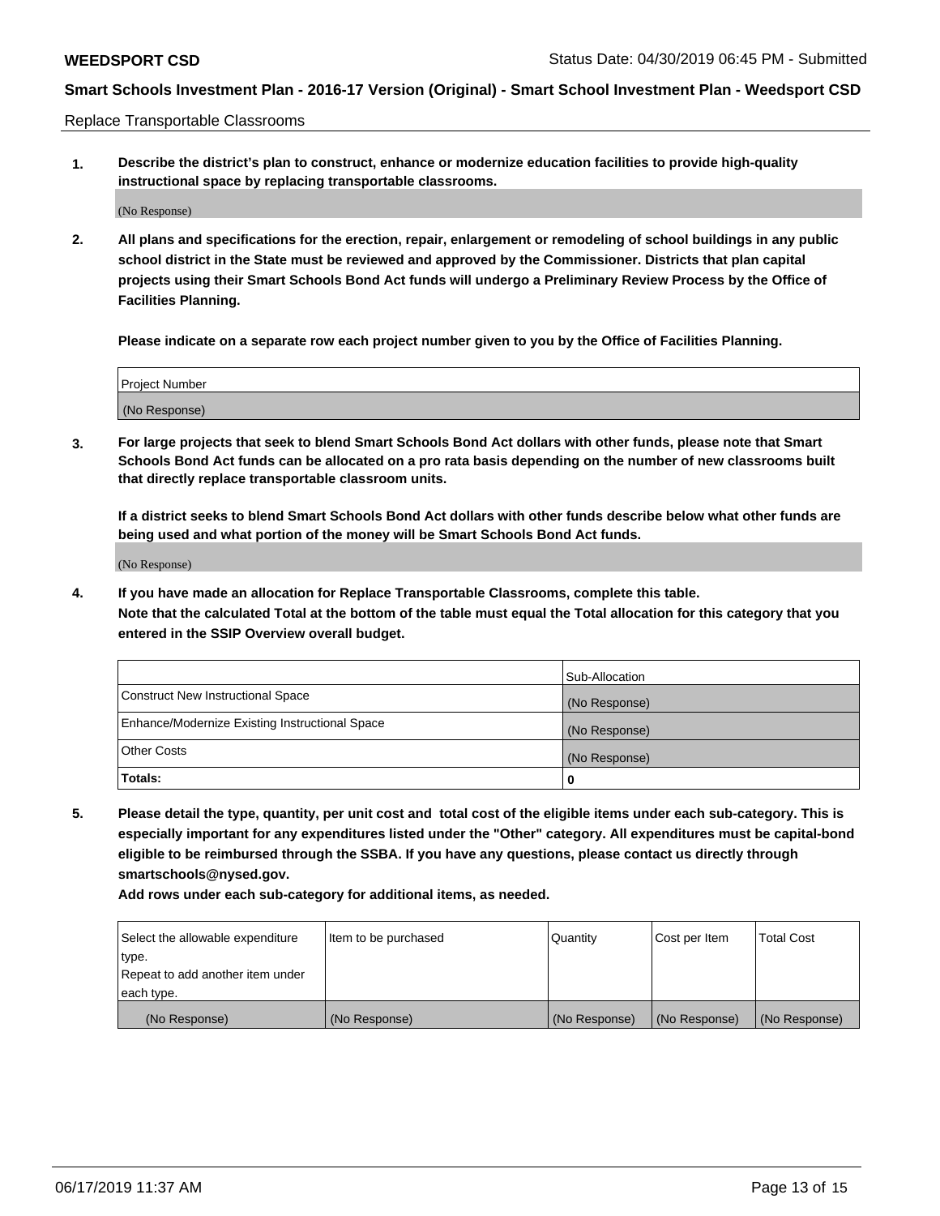Replace Transportable Classrooms

1. **Describe the district's plan to construct, enhance or modernize education facilities to provide high-quality instructional space by replacing transportable classrooms.**

(No Response)

2. **All plans and specifications for the erection, repair, enlargement or remodeling of school buildings in any public school district in the State must be reviewed and approved by the Commissioner. Districts that plan capital projects using their Smart Schools Bond Act funds will undergo a Preliminary Review Process by the Office of Facilities Planning.**

   **Please indicate on a separate row each project number given to you by the Office of Facilities Planning.**

| Project Number |
|---|
| (No Response) |

3. **For large projects that seek to blend Smart Schools Bond Act dollars with other funds, please note that Smart Schools Bond Act funds can be allocated on a pro rata basis depending on the number of new classrooms built that directly replace transportable classroom units.**

   **If a district seeks to blend Smart Schools Bond Act dollars with other funds describe below what other funds are being used and what portion of the money will be Smart Schools Bond Act funds.**

(No Response)

4. **If you have made an allocation for Replace Transportable Classrooms, complete this table. Note that the calculated Total at the bottom of the table must equal the Total allocation for this category that you entered in the SSIP Overview overall budget.**

| | Sub-Allocation |
|---|---|
| Construct New Instructional Space | (No Response) |
| Enhance/Modernize Existing Instructional Space | (No Response) |
| Other Costs | (No Response) |
| **Totals:** | **0** |

5. **Please detail the type, quantity, per unit cost and total cost of the eligible items under each sub-category. This is especially important for any expenditures listed under the "Other" category. All expenditures must be capital-bond eligible to be reimbursed through the SSBA. If you have any questions, please contact us directly through smartschools@nysed.gov.**

   **Add rows under each sub-category for additional items, as needed.**

| Select the allowable expenditure type. Repeat to add another item under each type. | Item to be purchased | Quantity | Cost per Item | Total Cost |
|---|---|---|---|---|
| (No Response) | (No Response) | (No Response) | (No Response) | (No Response) |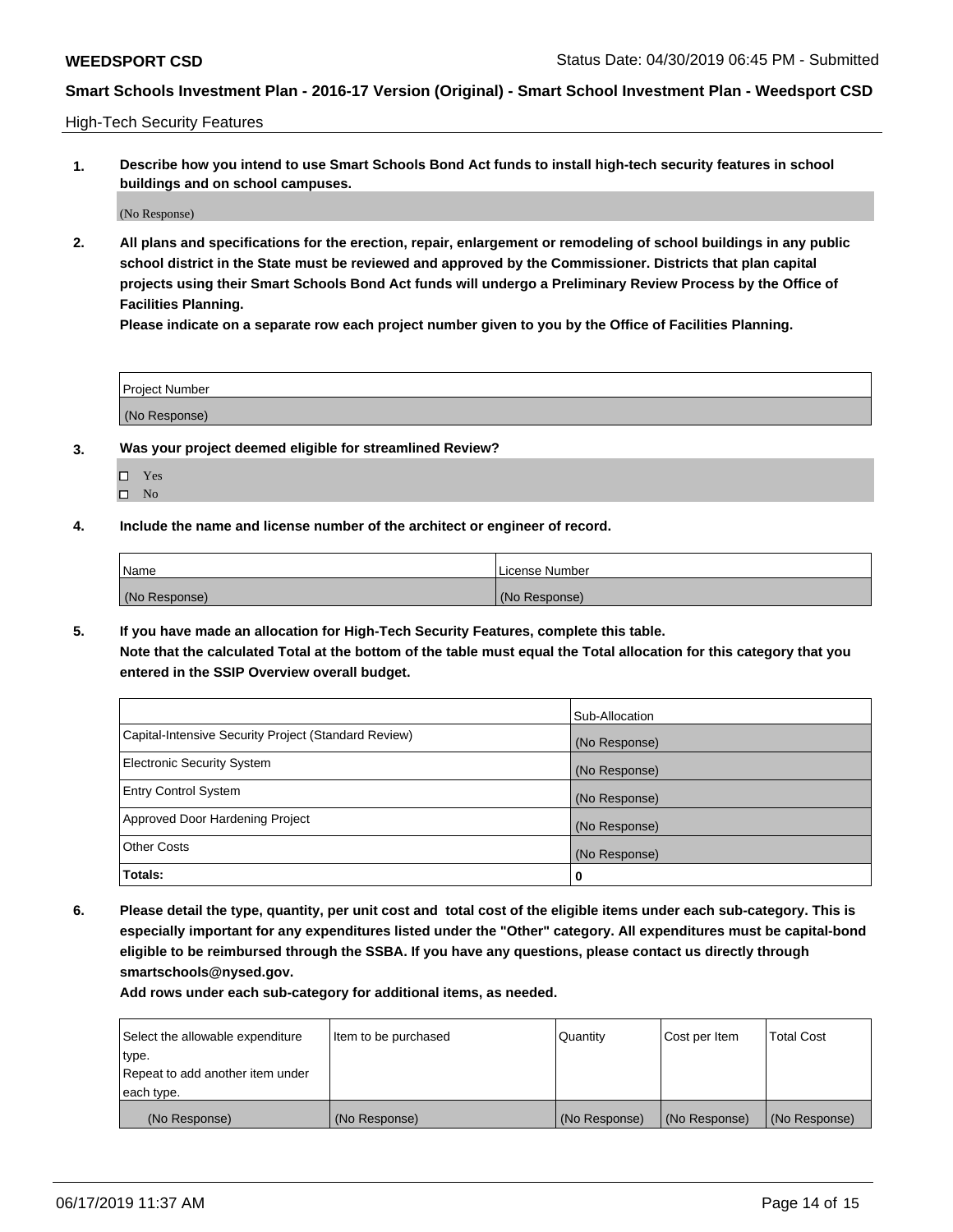High-Tech Security Features

1. **Describe how you intend to use Smart Schools Bond Act funds to install high-tech security features in school buildings and on school campuses.**

(No Response)

2. **All plans and specifications for the erection, repair, enlargement or remodeling of school buildings in any public school district in the State must be reviewed and approved by the Commissioner. Districts that plan capital projects using their Smart Schools Bond Act funds will undergo a Preliminary Review Process by the Office of Facilities Planning.**
**Please indicate on a separate row each project number given to you by the Office of Facilities Planning.**

| Project Number |
|---|
| (No Response) |

3. **Was your project deemed eligible for streamlined Review?**

☐ Yes
☐ No

4. **Include the name and license number of the architect or engineer of record.**

| Name | License Number |
|---|---|
| (No Response) | (No Response) |

5. **If you have made an allocation for High-Tech Security Features, complete this table.**
**Note that the calculated Total at the bottom of the table must equal the Total allocation for this category that you entered in the SSIP Overview overall budget.**

| | Sub-Allocation |
|---|---|
| Capital-Intensive Security Project (Standard Review) | (No Response) |
| Electronic Security System | (No Response) |
| Entry Control System | (No Response) |
| Approved Door Hardening Project | (No Response) |
| Other Costs | (No Response) |
| **Totals:** | **0** |

6. **Please detail the type, quantity, per unit cost and total cost of the eligible items under each sub-category. This is especially important for any expenditures listed under the "Other" category. All expenditures must be capital-bond eligible to be reimbursed through the SSBA. If you have any questions, please contact us directly through smartschools@nysed.gov.**
**Add rows under each sub-category for additional items, as needed.**

| Select the allowable expenditure type. Repeat to add another item under each type. | Item to be purchased | Quantity | Cost per Item | Total Cost |
|---|---|---|---|---|
| (No Response) | (No Response) | (No Response) | (No Response) | (No Response) |